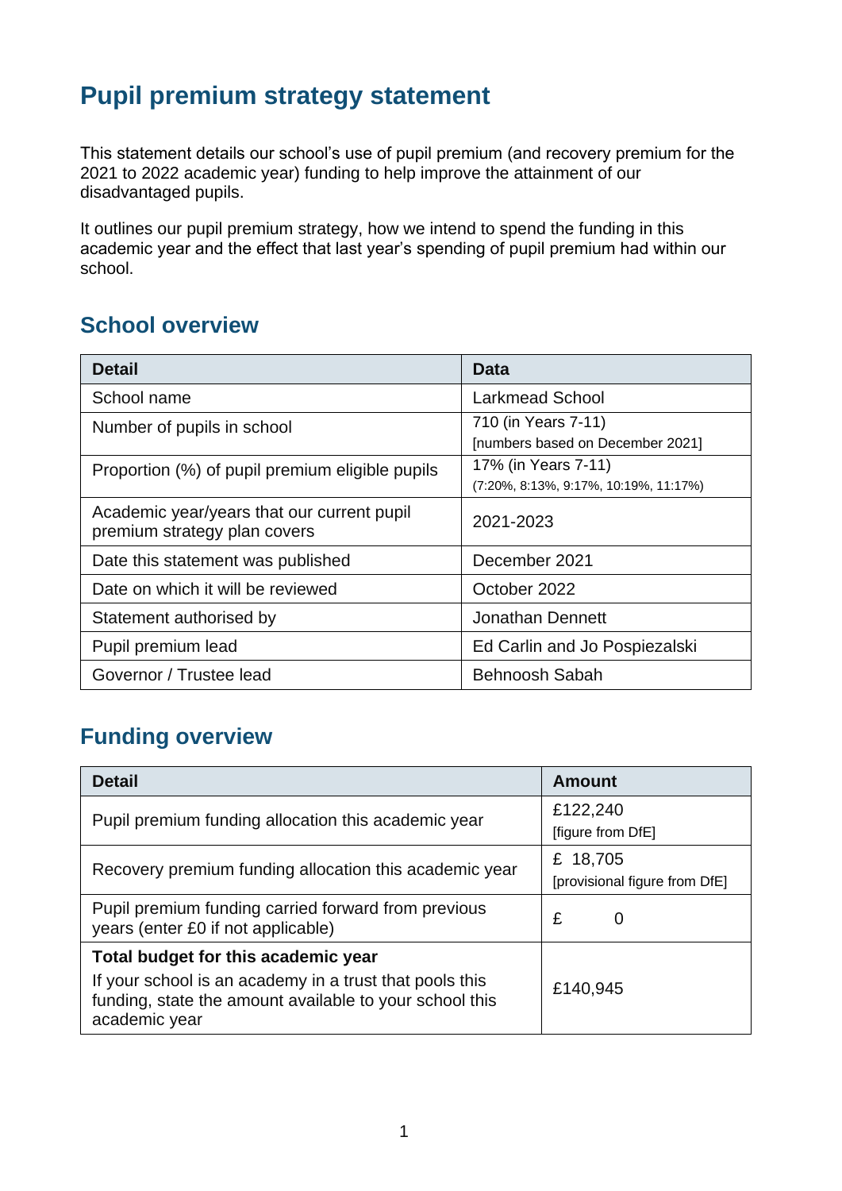# Pupil premium strategy statement

This statement details our school's use of pupil premium (and recovery premium for the 2021 to 2022 academic year) funding to help improve the attainment of our disadvantaged pupils.

It outlines our pupil premium strategy, how we intend to spend the funding in this academic year and the effect that last year's spending of pupil premium had within our school.

## School overview

| Detail | Data |
|---|---|
| School name | Larkmead School |
| Number of pupils in school | 710 (in Years 7-11)<br>[numbers based on December 2021] |
| Proportion (%) of pupil premium eligible pupils | 17% (in Years 7-11)<br>(7:20%, 8:13%, 9:17%, 10:19%, 11:17%) |
| Academic year/years that our current pupil premium strategy plan covers | 2021-2023 |
| Date this statement was published | December 2021 |
| Date on which it will be reviewed | October 2022 |
| Statement authorised by | Jonathan Dennett |
| Pupil premium lead | Ed Carlin and Jo Pospiezalski |
| Governor / Trustee lead | Behnoosh Sabah |

## Funding overview

| Detail | Amount |
|---|---|
| Pupil premium funding allocation this academic year | £122,240<br>[figure from DfE] |
| Recovery premium funding allocation this academic year | £ 18,705<br>[provisional figure from DfE] |
| Pupil premium funding carried forward from previous years (enter £0 if not applicable) | £ 0 |
| **Total budget for this academic year**<br>If your school is an academy in a trust that pools this funding, state the amount available to your school this academic year | £140,945 |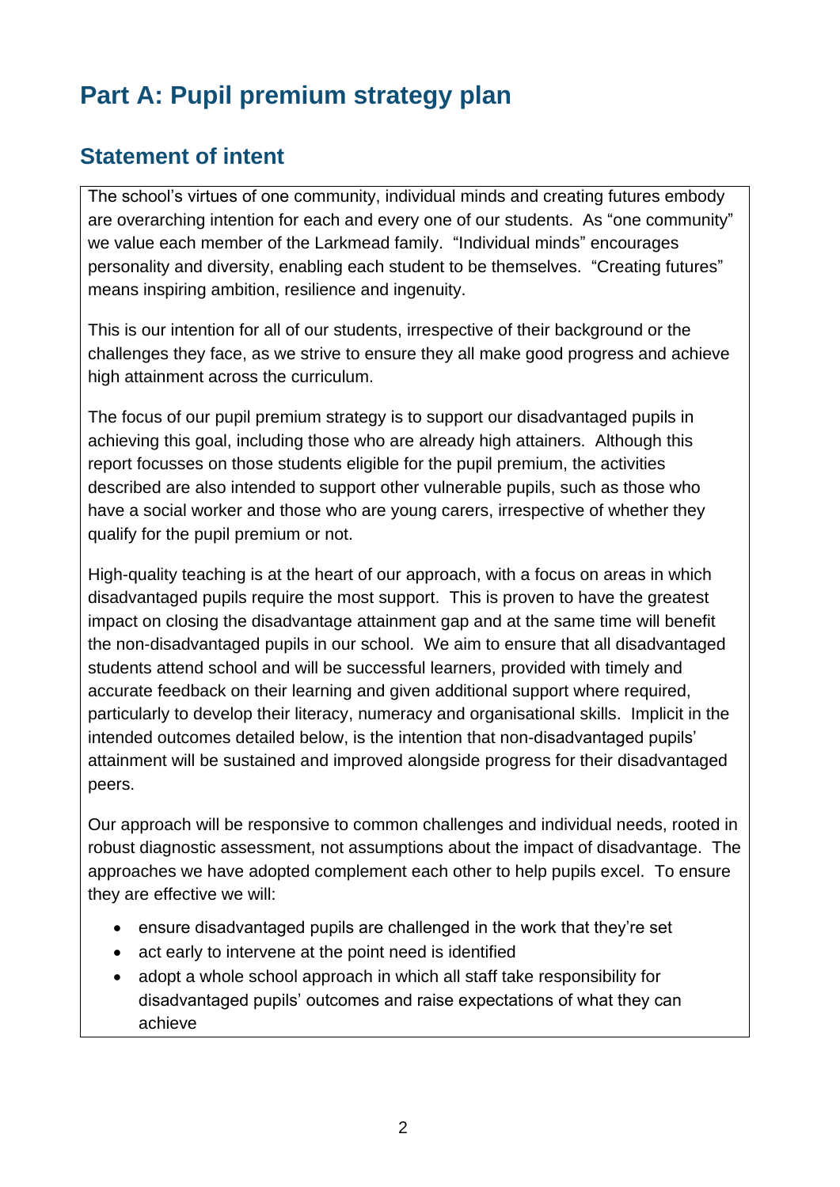# Part A: Pupil premium strategy plan

## Statement of intent

The school's virtues of one community, individual minds and creating futures embody are overarching intention for each and every one of our students. As "one community" we value each member of the Larkmead family. "Individual minds" encourages personality and diversity, enabling each student to be themselves. "Creating futures" means inspiring ambition, resilience and ingenuity.

This is our intention for all of our students, irrespective of their background or the challenges they face, as we strive to ensure they all make good progress and achieve high attainment across the curriculum.

The focus of our pupil premium strategy is to support our disadvantaged pupils in achieving this goal, including those who are already high attainers. Although this report focusses on those students eligible for the pupil premium, the activities described are also intended to support other vulnerable pupils, such as those who have a social worker and those who are young carers, irrespective of whether they qualify for the pupil premium or not.

High-quality teaching is at the heart of our approach, with a focus on areas in which disadvantaged pupils require the most support. This is proven to have the greatest impact on closing the disadvantage attainment gap and at the same time will benefit the non-disadvantaged pupils in our school. We aim to ensure that all disadvantaged students attend school and will be successful learners, provided with timely and accurate feedback on their learning and given additional support where required, particularly to develop their literacy, numeracy and organisational skills. Implicit in the intended outcomes detailed below, is the intention that non-disadvantaged pupils' attainment will be sustained and improved alongside progress for their disadvantaged peers.

Our approach will be responsive to common challenges and individual needs, rooted in robust diagnostic assessment, not assumptions about the impact of disadvantage. The approaches we have adopted complement each other to help pupils excel. To ensure they are effective we will:

- ensure disadvantaged pupils are challenged in the work that they're set
- act early to intervene at the point need is identified
- adopt a whole school approach in which all staff take responsibility for disadvantaged pupils' outcomes and raise expectations of what they can achieve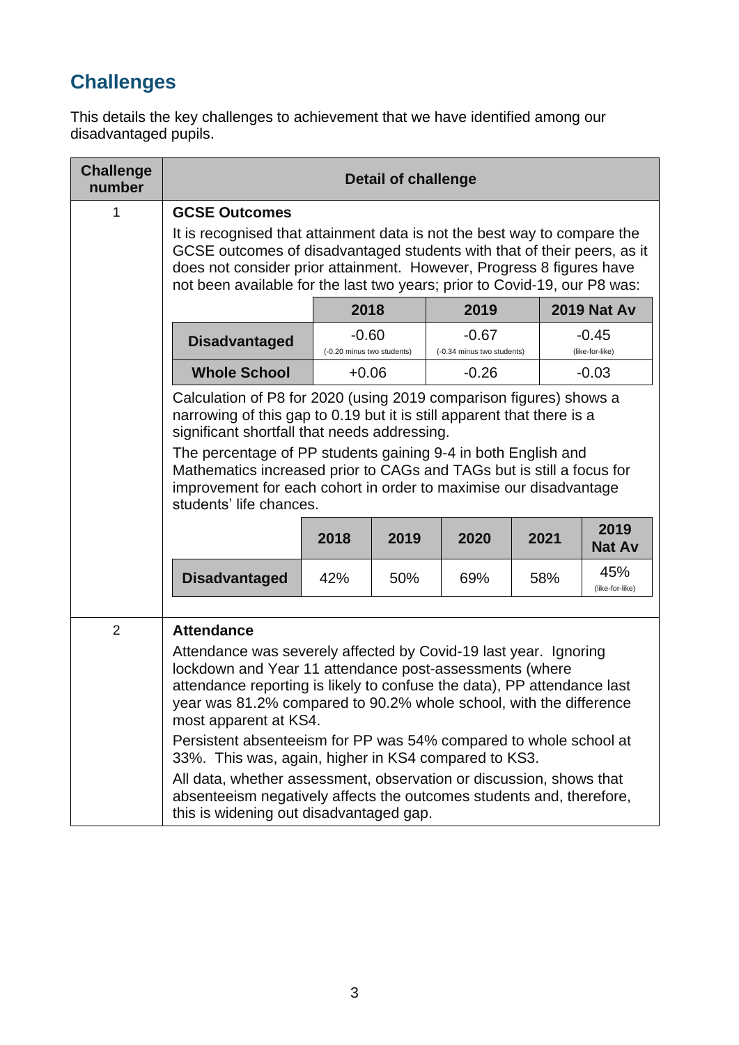## Challenges

This details the key challenges to achievement that we have identified among our disadvantaged pupils.

| Challenge number | Detail of challenge |
|---|---|
| 1 | **GCSE Outcomes** |

It is recognised that attainment data is not the best way to compare the GCSE outcomes of disadvantaged students with that of their peers, as it does not consider prior attainment. However, Progress 8 figures have not been available for the last two years; prior to Covid-19, our P8 was:

| | 2018 | 2019 | 2019 Nat Av |
|---|---|---|---|
| **Disadvantaged** | -0.60 (-0.20 minus two students) | -0.67 (-0.34 minus two students) | -0.45 (like-for-like) |
| **Whole School** | +0.06 | -0.26 | -0.03 |

Calculation of P8 for 2020 (using 2019 comparison figures) shows a narrowing of this gap to 0.19 but it is still apparent that there is a significant shortfall that needs addressing.

The percentage of PP students gaining 9-4 in both English and Mathematics increased prior to CAGs and TAGs but is still a focus for improvement for each cohort in order to maximise our disadvantage students' life chances.

| | 2018 | 2019 | 2020 | 2021 | 2019 Nat Av |
|---|---|---|---|---|---|
| **Disadvantaged** | 42% | 50% | 69% | 58% | 45% (like-for-like) |

| Challenge number | Detail of challenge |
|---|---|
| 2 | **Attendance** |

Attendance was severely affected by Covid-19 last year. Ignoring lockdown and Year 11 attendance post-assessments (where attendance reporting is likely to confuse the data), PP attendance last year was 81.2% compared to 90.2% whole school, with the difference most apparent at KS4.

Persistent absenteeism for PP was 54% compared to whole school at 33%. This was, again, higher in KS4 compared to KS3.

All data, whether assessment, observation or discussion, shows that absenteeism negatively affects the outcomes students and, therefore, this is widening out disadvantaged gap.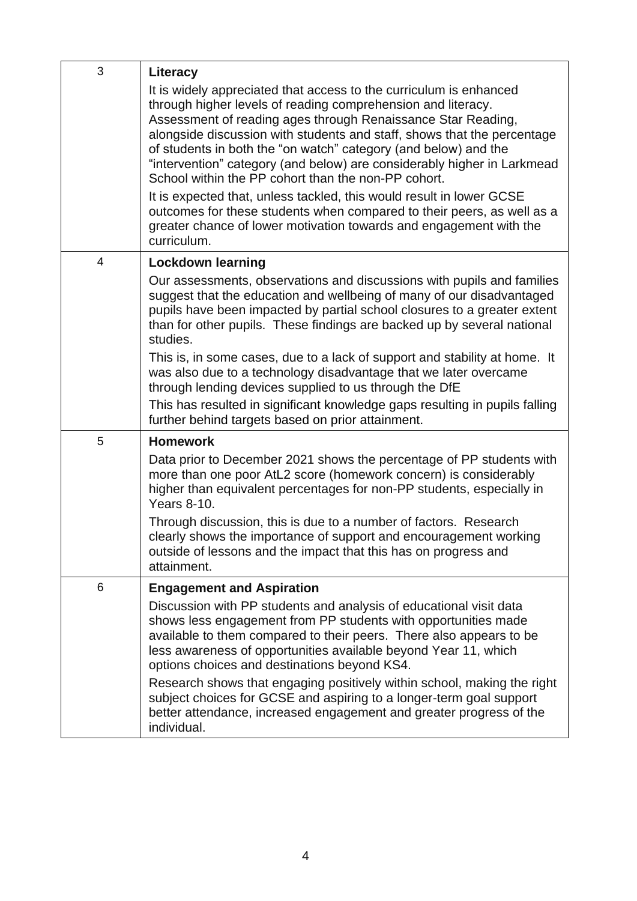| | |
|---|---|
| 3 | **Literacy**<br>It is widely appreciated that access to the curriculum is enhanced through higher levels of reading comprehension and literacy. Assessment of reading ages through Renaissance Star Reading, alongside discussion with students and staff, shows that the percentage of students in both the "on watch" category (and below) and the "intervention" category (and below) are considerably higher in Larkmead School within the PP cohort than the non-PP cohort.<br>It is expected that, unless tackled, this would result in lower GCSE outcomes for these students when compared to their peers, as well as a greater chance of lower motivation towards and engagement with the curriculum. |
| 4 | **Lockdown learning**<br>Our assessments, observations and discussions with pupils and families suggest that the education and wellbeing of many of our disadvantaged pupils have been impacted by partial school closures to a greater extent than for other pupils. These findings are backed up by several national studies.<br>This is, in some cases, due to a lack of support and stability at home. It was also due to a technology disadvantage that we later overcame through lending devices supplied to us through the DfE<br>This has resulted in significant knowledge gaps resulting in pupils falling further behind targets based on prior attainment. |
| 5 | **Homework**<br>Data prior to December 2021 shows the percentage of PP students with more than one poor AtL2 score (homework concern) is considerably higher than equivalent percentages for non-PP students, especially in Years 8-10.<br>Through discussion, this is due to a number of factors. Research clearly shows the importance of support and encouragement working outside of lessons and the impact that this has on progress and attainment. |
| 6 | **Engagement and Aspiration**<br>Discussion with PP students and analysis of educational visit data shows less engagement from PP students with opportunities made available to them compared to their peers. There also appears to be less awareness of opportunities available beyond Year 11, which options choices and destinations beyond KS4.<br>Research shows that engaging positively within school, making the right subject choices for GCSE and aspiring to a longer-term goal support better attendance, increased engagement and greater progress of the individual. |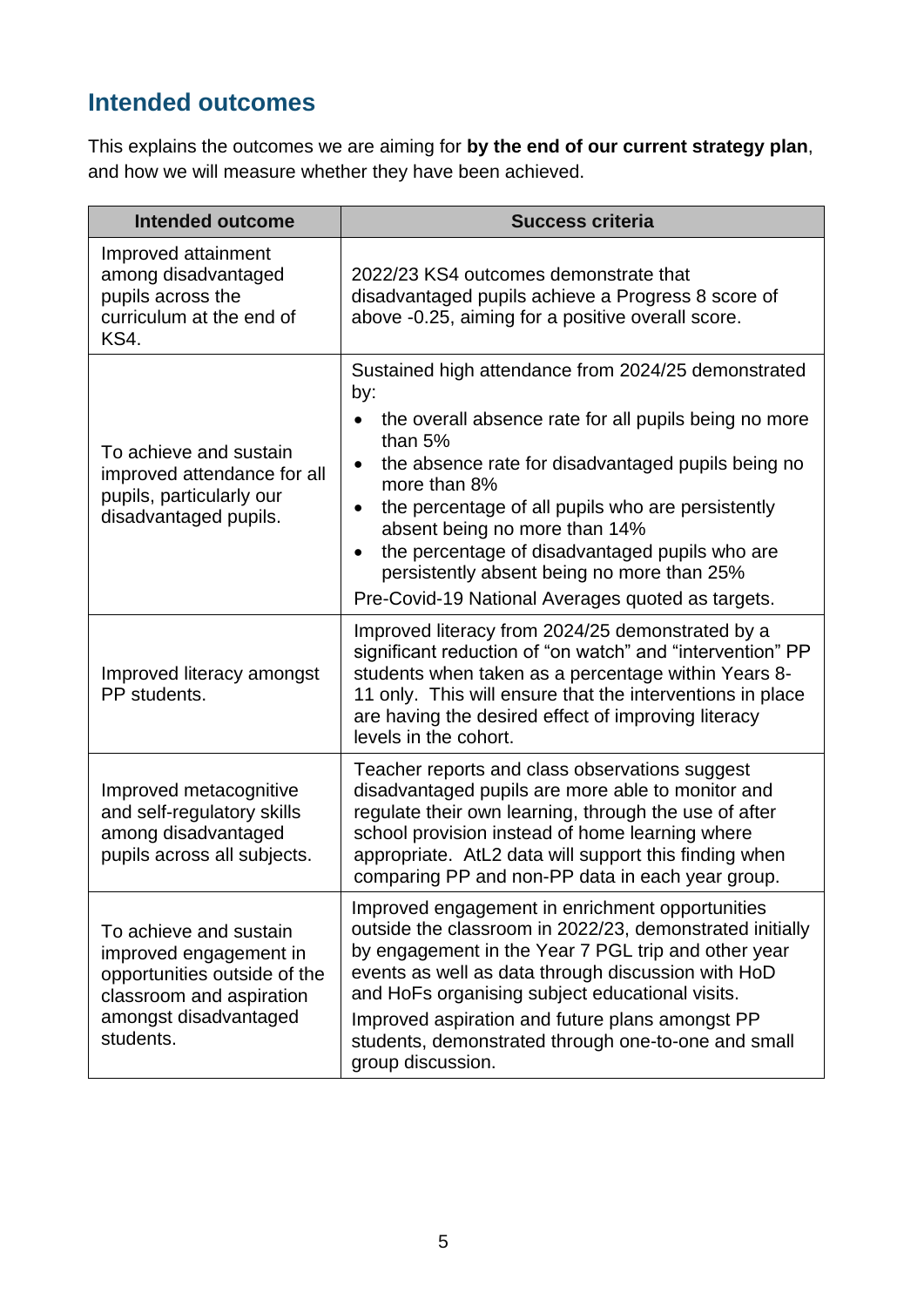## Intended outcomes

This explains the outcomes we are aiming for **by the end of our current strategy plan**, and how we will measure whether they have been achieved.

| Intended outcome | Success criteria |
|---|---|
| Improved attainment among disadvantaged pupils across the curriculum at the end of KS4. | 2022/23 KS4 outcomes demonstrate that disadvantaged pupils achieve a Progress 8 score of above -0.25, aiming for a positive overall score. |
| To achieve and sustain improved attendance for all pupils, particularly our disadvantaged pupils. | Sustained high attendance from 2024/25 demonstrated by:<br>• the overall absence rate for all pupils being no more than 5%<br>• the absence rate for disadvantaged pupils being no more than 8%<br>• the percentage of all pupils who are persistently absent being no more than 14%<br>• the percentage of disadvantaged pupils who are persistently absent being no more than 25%<br>Pre-Covid-19 National Averages quoted as targets. |
| Improved literacy amongst PP students. | Improved literacy from 2024/25 demonstrated by a significant reduction of "on watch" and "intervention" PP students when taken as a percentage within Years 8-11 only. This will ensure that the interventions in place are having the desired effect of improving literacy levels in the cohort. |
| Improved metacognitive and self-regulatory skills among disadvantaged pupils across all subjects. | Teacher reports and class observations suggest disadvantaged pupils are more able to monitor and regulate their own learning, through the use of after school provision instead of home learning where appropriate. AtL2 data will support this finding when comparing PP and non-PP data in each year group. |
| To achieve and sustain improved engagement in opportunities outside of the classroom and aspiration amongst disadvantaged students. | Improved engagement in enrichment opportunities outside the classroom in 2022/23, demonstrated initially by engagement in the Year 7 PGL trip and other year events as well as data through discussion with HoD and HoFs organising subject educational visits.<br>Improved aspiration and future plans amongst PP students, demonstrated through one-to-one and small group discussion. |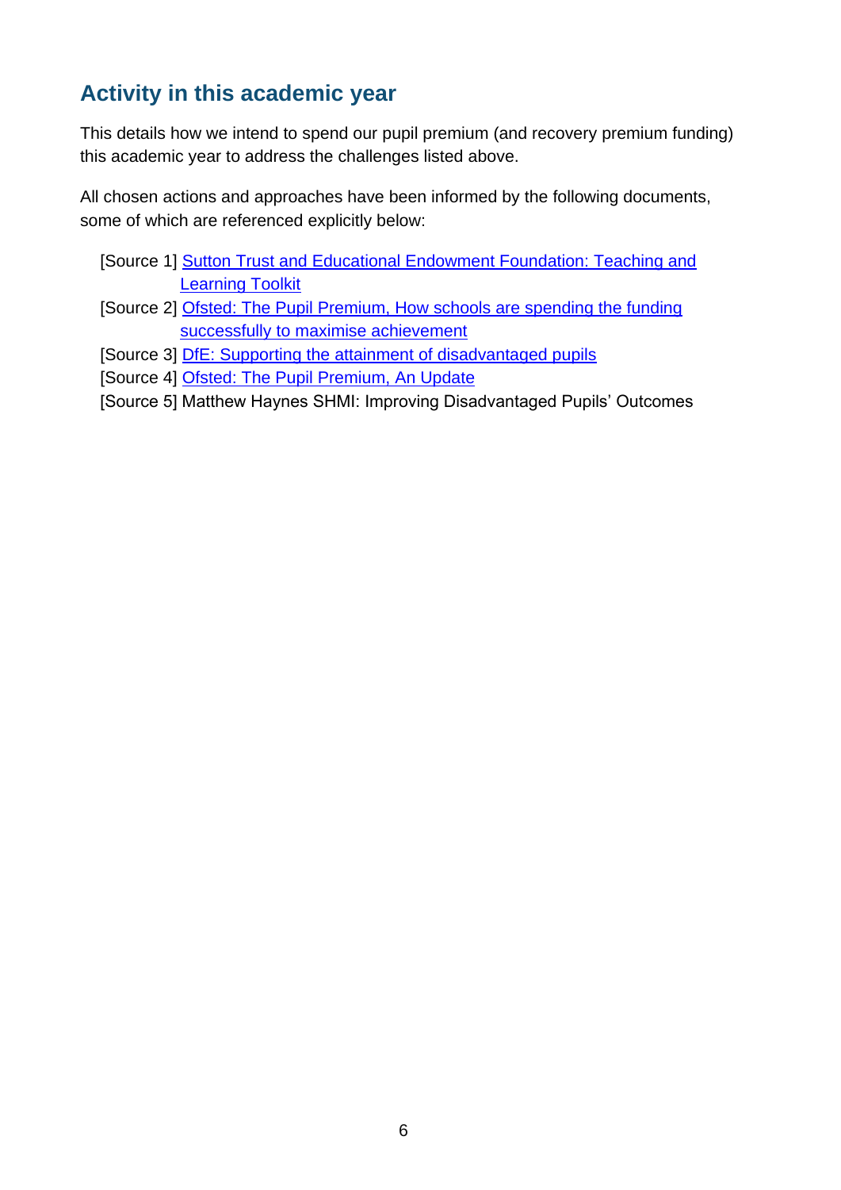## Activity in this academic year

This details how we intend to spend our pupil premium (and recovery premium funding) this academic year to address the challenges listed above.

All chosen actions and approaches have been informed by the following documents, some of which are referenced explicitly below:

[Source 1] Sutton Trust and Educational Endowment Foundation: Teaching and Learning Toolkit
[Source 2] Ofsted: The Pupil Premium, How schools are spending the funding successfully to maximise achievement
[Source 3] DfE: Supporting the attainment of disadvantaged pupils
[Source 4] Ofsted: The Pupil Premium, An Update
[Source 5] Matthew Haynes SHMI: Improving Disadvantaged Pupils' Outcomes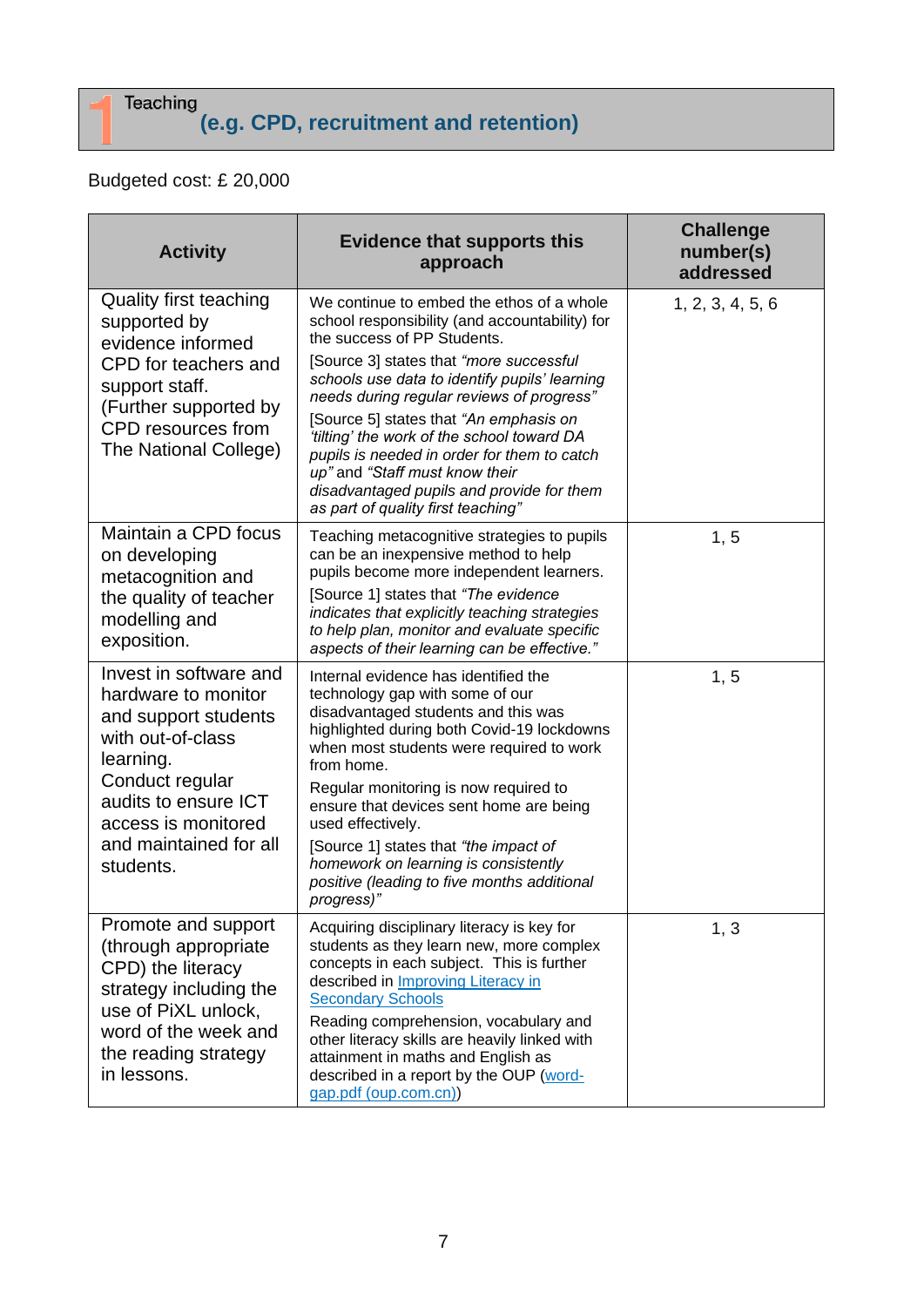## 1 Teaching (e.g. CPD, recruitment and retention)

Budgeted cost: £ 20,000

| Activity | Evidence that supports this approach | Challenge number(s) addressed |
| --- | --- | --- |
| Quality first teaching supported by evidence informed CPD for teachers and support staff. (Further supported by CPD resources from The National College) | We continue to embed the ethos of a whole school responsibility (and accountability) for the success of PP Students.<br>[Source 3] states that *"more successful schools use data to identify pupils' learning needs during regular reviews of progress"*<br>[Source 5] states that *"An emphasis on 'tilting' the work of the school toward DA pupils is needed in order for them to catch up"* and *"Staff must know their disadvantaged pupils and provide for them as part of quality first teaching"* | 1, 2, 3, 4, 5, 6 |
| Maintain a CPD focus on developing metacognition and the quality of teacher modelling and exposition. | Teaching metacognitive strategies to pupils can be an inexpensive method to help pupils become more independent learners.<br>[Source 1] states that *"The evidence indicates that explicitly teaching strategies to help plan, monitor and evaluate specific aspects of their learning can be effective."* | 1, 5 |
| Invest in software and hardware to monitor and support students with out-of-class learning. Conduct regular audits to ensure ICT access is monitored and maintained for all students. | Internal evidence has identified the technology gap with some of our disadvantaged students and this was highlighted during both Covid-19 lockdowns when most students were required to work from home.<br>Regular monitoring is now required to ensure that devices sent home are being used effectively.<br>[Source 1] states that *"the impact of homework on learning is consistently positive (leading to five months additional progress)"* | 1, 5 |
| Promote and support (through appropriate CPD) the literacy strategy including the use of PiXL unlock, word of the week and the reading strategy in lessons. | Acquiring disciplinary literacy is key for students as they learn new, more complex concepts in each subject. This is further described in Improving Literacy in Secondary Schools<br>Reading comprehension, vocabulary and other literacy skills are heavily linked with attainment in maths and English as described in a report by the OUP (word-gap.pdf (oup.com.cn)) | 1, 3 |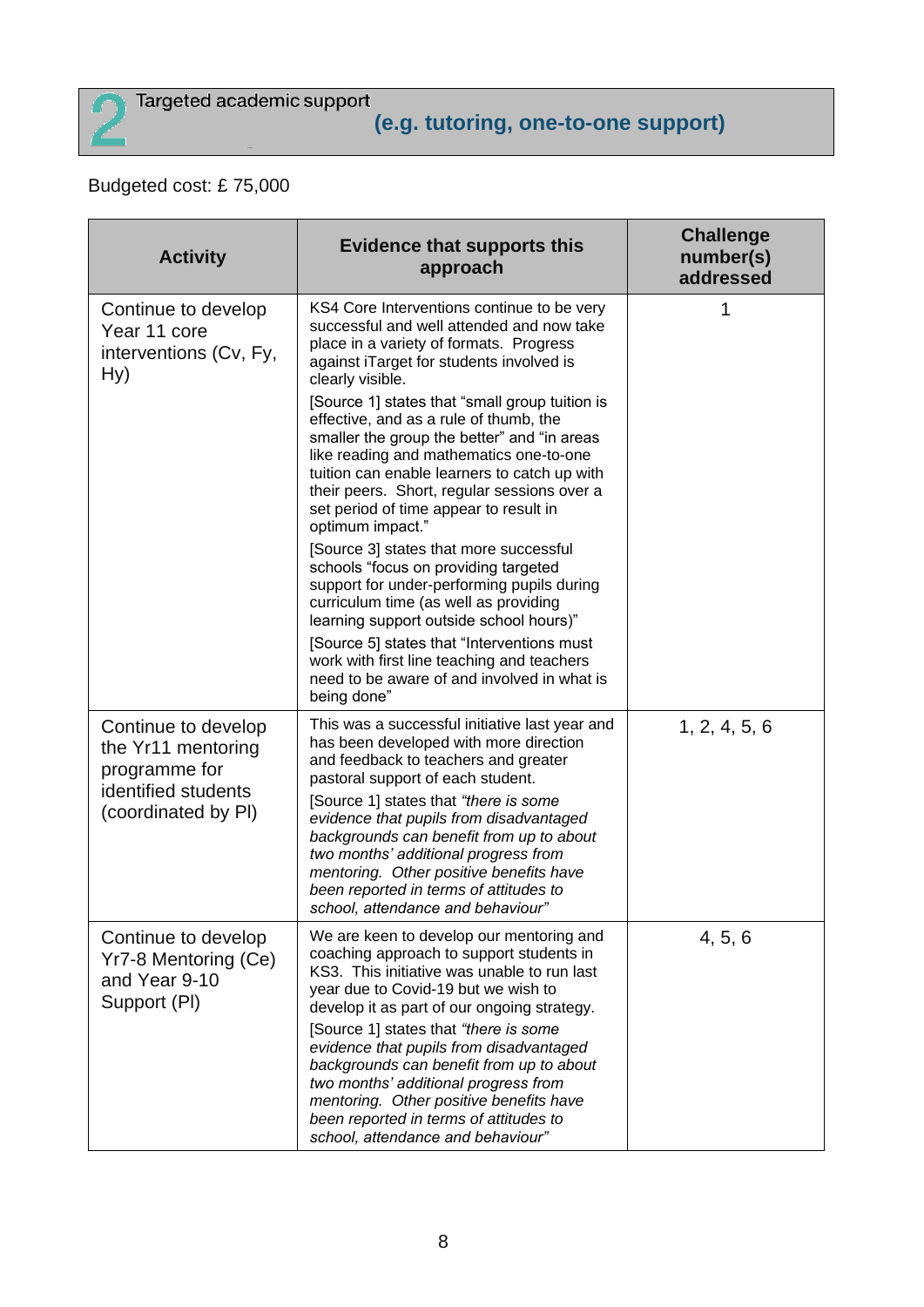## 2 Targeted academic support (e.g. tutoring, one-to-one support)

Budgeted cost: £ 75,000

| Activity | Evidence that supports this approach | Challenge number(s) addressed |
|---|---|---|
| Continue to develop Year 11 core interventions (Cv, Fy, Hy) | KS4 Core Interventions continue to be very successful and well attended and now take place in a variety of formats. Progress against iTarget for students involved is clearly visible.<br>[Source 1] states that "small group tuition is effective, and as a rule of thumb, the smaller the group the better" and "in areas like reading and mathematics one-to-one tuition can enable learners to catch up with their peers. Short, regular sessions over a set period of time appear to result in optimum impact."<br>[Source 3] states that more successful schools "focus on providing targeted support for under-performing pupils during curriculum time (as well as providing learning support outside school hours)"<br>[Source 5] states that "Interventions must work with first line teaching and teachers need to be aware of and involved in what is being done" | 1 |
| Continue to develop the Yr11 mentoring programme for identified students (coordinated by Pl) | This was a successful initiative last year and has been developed with more direction and feedback to teachers and greater pastoral support of each student.<br>[Source 1] states that *"there is some evidence that pupils from disadvantaged backgrounds can benefit from up to about two months' additional progress from mentoring. Other positive benefits have been reported in terms of attitudes to school, attendance and behaviour"* | 1, 2, 4, 5, 6 |
| Continue to develop Yr7-8 Mentoring (Ce) and Year 9-10 Support (Pl) | We are keen to develop our mentoring and coaching approach to support students in KS3. This initiative was unable to run last year due to Covid-19 but we wish to develop it as part of our ongoing strategy.<br>[Source 1] states that *"there is some evidence that pupils from disadvantaged backgrounds can benefit from up to about two months' additional progress from mentoring. Other positive benefits have been reported in terms of attitudes to school, attendance and behaviour"* | 4, 5, 6 |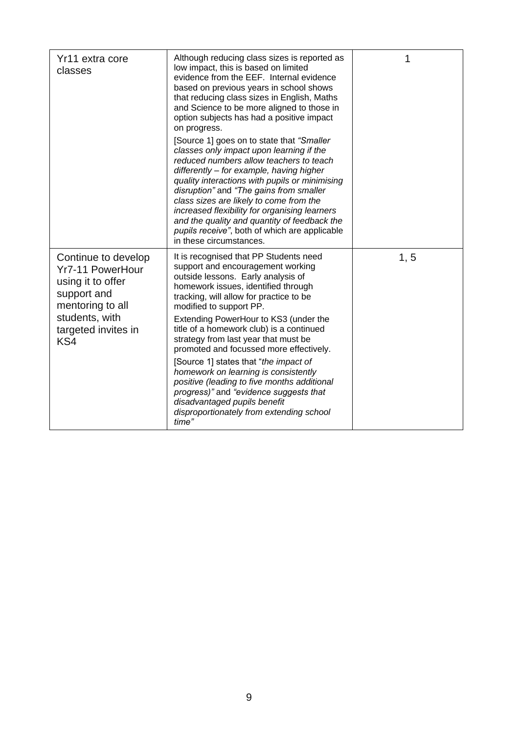| | | |
|---|---|---|
| Yr11 extra core classes | Although reducing class sizes is reported as low impact, this is based on limited evidence from the EEF. Internal evidence based on previous years in school shows that reducing class sizes in English, Maths and Science to be more aligned to those in option subjects has had a positive impact on progress.<br><br>[Source 1] goes on to state that *"Smaller classes only impact upon learning if the reduced numbers allow teachers to teach differently – for example, having higher quality interactions with pupils or minimising disruption"* and *"The gains from smaller class sizes are likely to come from the increased flexibility for organising learners and the quality and quantity of feedback the pupils receive"*, both of which are applicable in these circumstances. | 1 |
| Continue to develop Yr7-11 PowerHour using it to offer support and mentoring to all students, with targeted invites in KS4 | It is recognised that PP Students need support and encouragement working outside lessons. Early analysis of homework issues, identified through tracking, will allow for practice to be modified to support PP.<br><br>Extending PowerHour to KS3 (under the title of a homework club) is a continued strategy from last year that must be promoted and focussed more effectively.<br><br>[Source 1] states that "*the impact of homework on learning is consistently positive (leading to five months additional progress)"* and *"evidence suggests that disadvantaged pupils benefit disproportionately from extending school time"* | 1, 5 |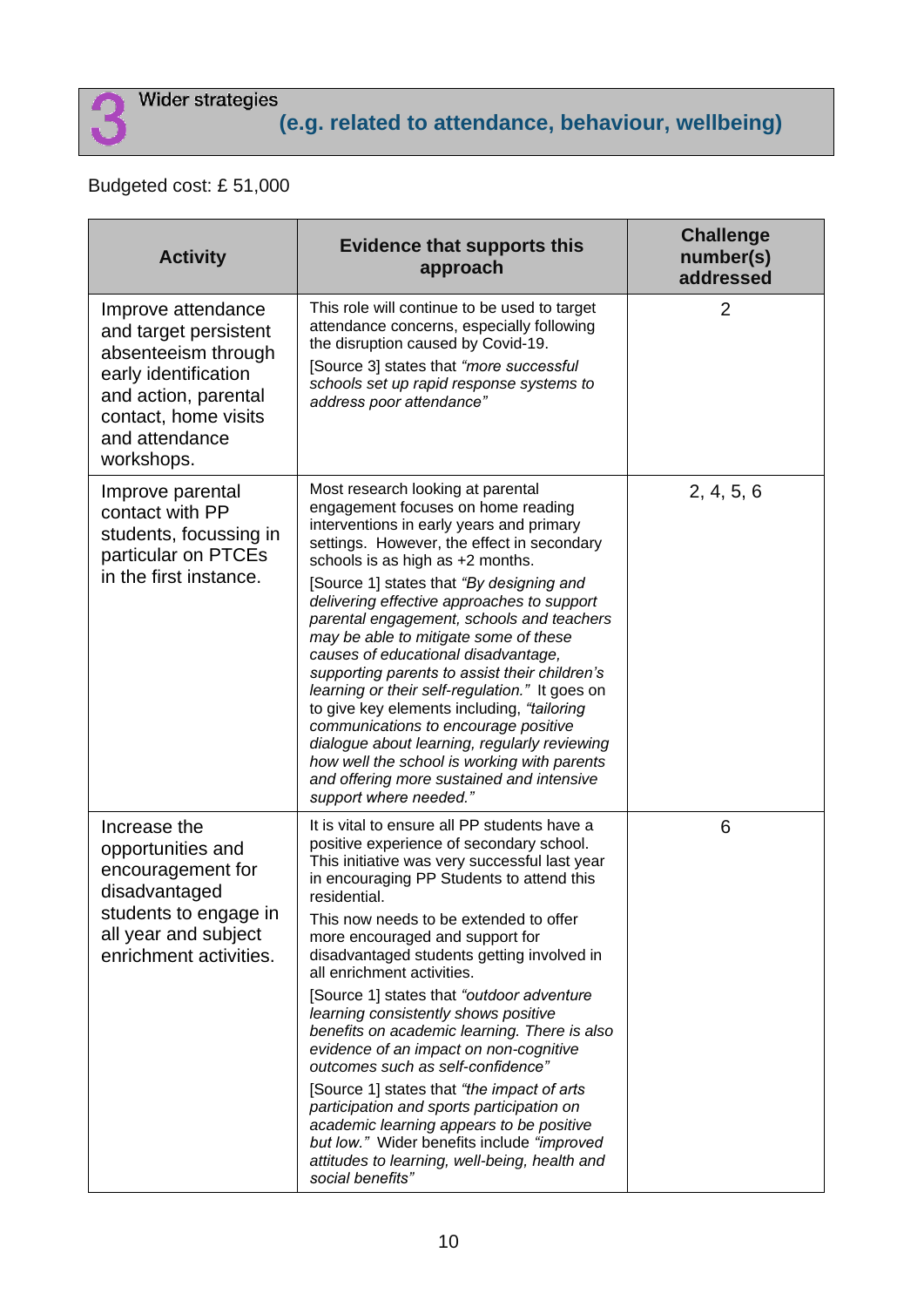## 3 Wider strategies (e.g. related to attendance, behaviour, wellbeing)

Budgeted cost: £ 51,000

| Activity | Evidence that supports this approach | Challenge number(s) addressed |
|---|---|---|
| Improve attendance and target persistent absenteeism through early identification and action, parental contact, home visits and attendance workshops. | This role will continue to be used to target attendance concerns, especially following the disruption caused by Covid-19.<br>[Source 3] states that *"more successful schools set up rapid response systems to address poor attendance"* | 2 |
| Improve parental contact with PP students, focussing in particular on PTCEs in the first instance. | Most research looking at parental engagement focuses on home reading interventions in early years and primary settings. However, the effect in secondary schools is as high as +2 months.<br>[Source 1] states that *"By designing and delivering effective approaches to support parental engagement, schools and teachers may be able to mitigate some of these causes of educational disadvantage, supporting parents to assist their children's learning or their self-regulation."* It goes on to give key elements including, *"tailoring communications to encourage positive dialogue about learning, regularly reviewing how well the school is working with parents and offering more sustained and intensive support where needed."* | 2, 4, 5, 6 |
| Increase the opportunities and encouragement for disadvantaged students to engage in all year and subject enrichment activities. | It is vital to ensure all PP students have a positive experience of secondary school. This initiative was very successful last year in encouraging PP Students to attend this residential.<br>This now needs to be extended to offer more encouraged and support for disadvantaged students getting involved in all enrichment activities.<br>[Source 1] states that *"outdoor adventure learning consistently shows positive benefits on academic learning. There is also evidence of an impact on non-cognitive outcomes such as self-confidence"*<br>[Source 1] states that *"the impact of arts participation and sports participation on academic learning appears to be positive but low."* Wider benefits include *"improved attitudes to learning, well-being, health and social benefits"* | 6 |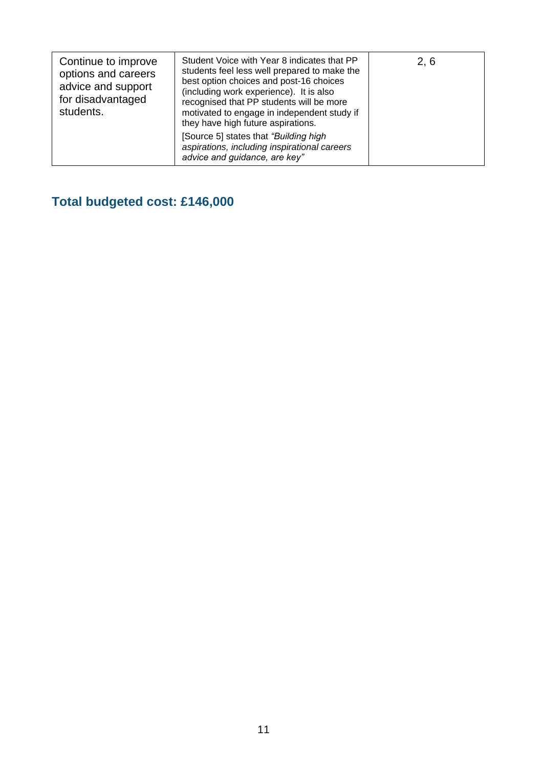| | | |
|---|---|---|
| Continue to improve options and careers advice and support for disadvantaged students. | Student Voice with Year 8 indicates that PP students feel less well prepared to make the best option choices and post-16 choices (including work experience). It is also recognised that PP students will be more motivated to engage in independent study if they have high future aspirations.<br><br>[Source 5] states that *"Building high aspirations, including inspirational careers advice and guidance, are key"* | 2, 6 |

## Total budgeted cost: £146,000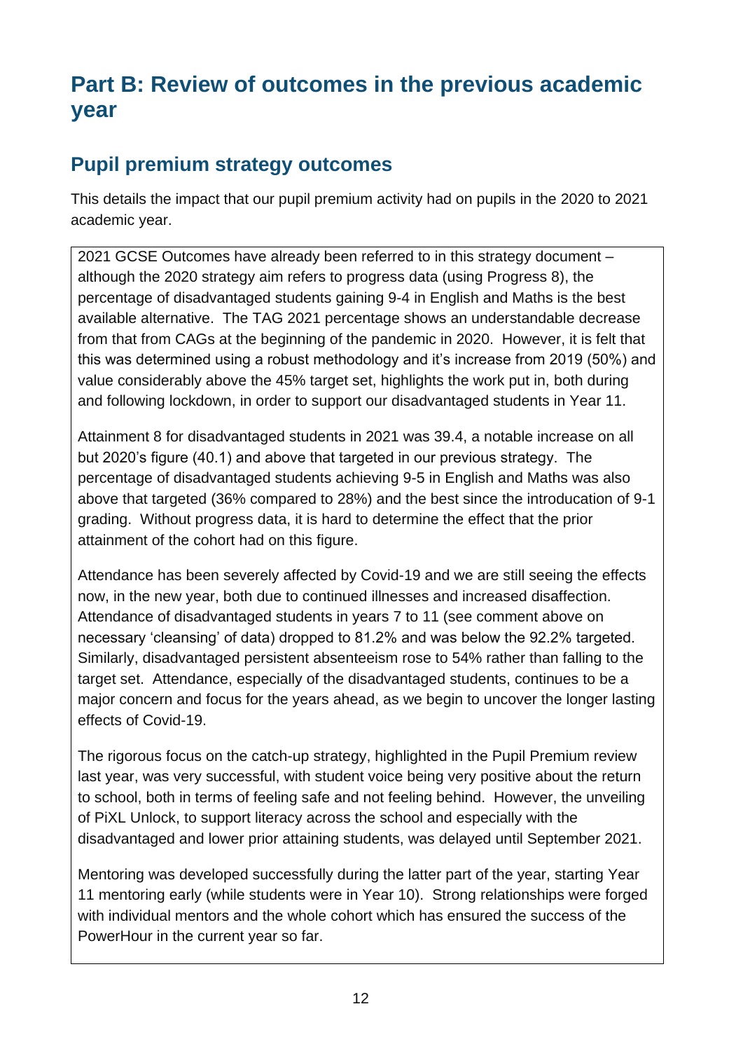# Part B: Review of outcomes in the previous academic year

## Pupil premium strategy outcomes

This details the impact that our pupil premium activity had on pupils in the 2020 to 2021 academic year.

2021 GCSE Outcomes have already been referred to in this strategy document – although the 2020 strategy aim refers to progress data (using Progress 8), the percentage of disadvantaged students gaining 9-4 in English and Maths is the best available alternative. The TAG 2021 percentage shows an understandable decrease from that from CAGs at the beginning of the pandemic in 2020. However, it is felt that this was determined using a robust methodology and it's increase from 2019 (50%) and value considerably above the 45% target set, highlights the work put in, both during and following lockdown, in order to support our disadvantaged students in Year 11.

Attainment 8 for disadvantaged students in 2021 was 39.4, a notable increase on all but 2020's figure (40.1) and above that targeted in our previous strategy. The percentage of disadvantaged students achieving 9-5 in English and Maths was also above that targeted (36% compared to 28%) and the best since the introducation of 9-1 grading. Without progress data, it is hard to determine the effect that the prior attainment of the cohort had on this figure.

Attendance has been severely affected by Covid-19 and we are still seeing the effects now, in the new year, both due to continued illnesses and increased disaffection. Attendance of disadvantaged students in years 7 to 11 (see comment above on necessary 'cleansing' of data) dropped to 81.2% and was below the 92.2% targeted. Similarly, disadvantaged persistent absenteeism rose to 54% rather than falling to the target set. Attendance, especially of the disadvantaged students, continues to be a major concern and focus for the years ahead, as we begin to uncover the longer lasting effects of Covid-19.

The rigorous focus on the catch-up strategy, highlighted in the Pupil Premium review last year, was very successful, with student voice being very positive about the return to school, both in terms of feeling safe and not feeling behind. However, the unveiling of PiXL Unlock, to support literacy across the school and especially with the disadvantaged and lower prior attaining students, was delayed until September 2021.

Mentoring was developed successfully during the latter part of the year, starting Year 11 mentoring early (while students were in Year 10). Strong relationships were forged with individual mentors and the whole cohort which has ensured the success of the PowerHour in the current year so far.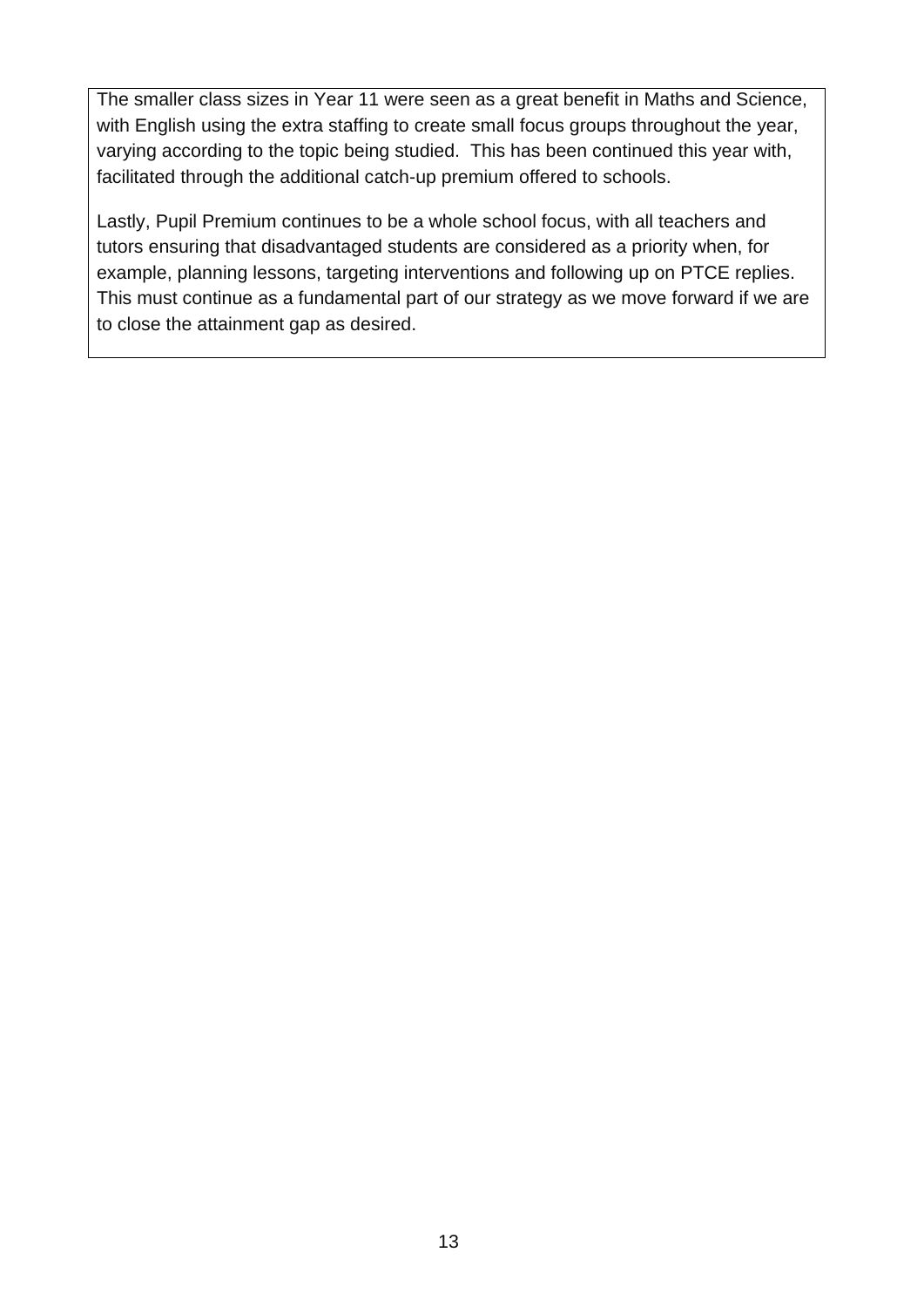The smaller class sizes in Year 11 were seen as a great benefit in Maths and Science, with English using the extra staffing to create small focus groups throughout the year, varying according to the topic being studied.  This has been continued this year with, facilitated through the additional catch-up premium offered to schools.

Lastly, Pupil Premium continues to be a whole school focus, with all teachers and tutors ensuring that disadvantaged students are considered as a priority when, for example, planning lessons, targeting interventions and following up on PTCE replies. This must continue as a fundamental part of our strategy as we move forward if we are to close the attainment gap as desired.